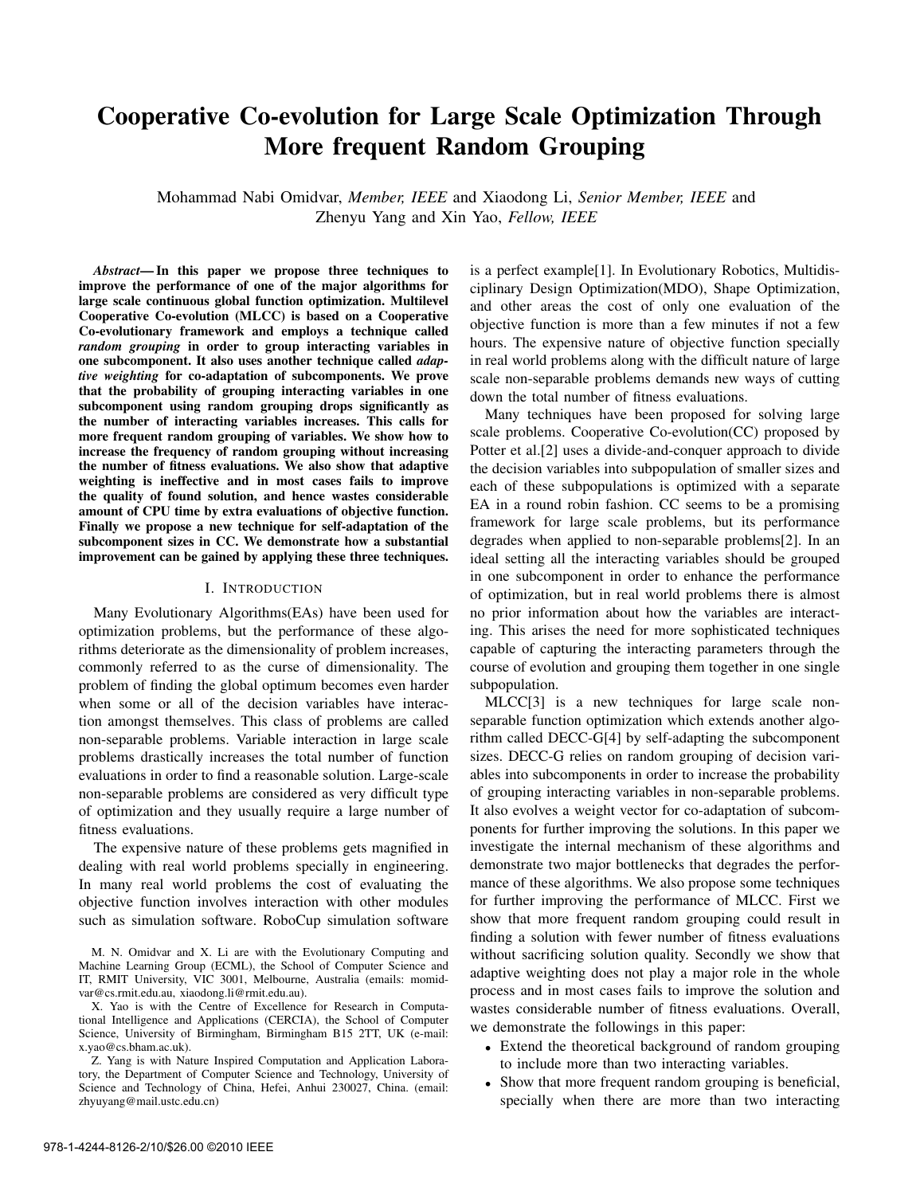# Cooperative Co-evolution for Large Scale Optimization Through More frequent Random Grouping

Mohammad Nabi Omidvar, *Member, IEEE* and Xiaodong Li, *Senior Member, IEEE* and Zhenyu Yang and Xin Yao, *Fellow, IEEE*

***Abstract*— In this paper we propose three techniques to improve the performance of one of the major algorithms for large scale continuous global function optimization. Multilevel Cooperative Co-evolution (MLCC) is based on a Cooperative Co-evolutionary framework and employs a technique called *random grouping* in order to group interacting variables in one subcomponent. It also uses another technique called *adaptive weighting* for co-adaptation of subcomponents. We prove that the probability of grouping interacting variables in one subcomponent using random grouping drops significantly as the number of interacting variables increases. This calls for more frequent random grouping of variables. We show how to increase the frequency of random grouping without increasing the number of fitness evaluations. We also show that adaptive weighting is ineffective and in most cases fails to improve the quality of found solution, and hence wastes considerable amount of CPU time by extra evaluations of objective function. Finally we propose a new technique for self-adaptation of the subcomponent sizes in CC. We demonstrate how a substantial improvement can be gained by applying these three techniques.**

## I. Introduction

Many Evolutionary Algorithms(EAs) have been used for optimization problems, but the performance of these algorithms deteriorate as the dimensionality of problem increases, commonly referred to as the curse of dimensionality. The problem of finding the global optimum becomes even harder when some or all of the decision variables have interaction amongst themselves. This class of problems are called non-separable problems. Variable interaction in large scale problems drastically increases the total number of function evaluations in order to find a reasonable solution. Large-scale non-separable problems are considered as very difficult type of optimization and they usually require a large number of fitness evaluations.

The expensive nature of these problems gets magnified in dealing with real world problems specially in engineering. In many real world problems the cost of evaluating the objective function involves interaction with other modules such as simulation software. RoboCup simulation software is a perfect example[1]. In Evolutionary Robotics, Multidisciplinary Design Optimization(MDO), Shape Optimization, and other areas the cost of only one evaluation of the objective function is more than a few minutes if not a few hours. The expensive nature of objective function specially in real world problems along with the difficult nature of large scale non-separable problems demands new ways of cutting down the total number of fitness evaluations.

Many techniques have been proposed for solving large scale problems. Cooperative Co-evolution(CC) proposed by Potter et al.[2] uses a divide-and-conquer approach to divide the decision variables into subpopulation of smaller sizes and each of these subpopulations is optimized with a separate EA in a round robin fashion. CC seems to be a promising framework for large scale problems, but its performance degrades when applied to non-separable problems[2]. In an ideal setting all the interacting variables should be grouped in one subcomponent in order to enhance the performance of optimization, but in real world problems there is almost no prior information about how the variables are interacting. This arises the need for more sophisticated techniques capable of capturing the interacting parameters through the course of evolution and grouping them together in one single subpopulation.

MLCC[3] is a new techniques for large scale non-separable function optimization which extends another algorithm called DECC-G[4] by self-adapting the subcomponent sizes. DECC-G relies on random grouping of decision variables into subcomponents in order to increase the probability of grouping interacting variables in non-separable problems. It also evolves a weight vector for co-adaptation of subcomponents for further improving the solutions. In this paper we investigate the internal mechanism of these algorithms and demonstrate two major bottlenecks that degrades the performance of these algorithms. We also propose some techniques for further improving the performance of MLCC. First we show that more frequent random grouping could result in finding a solution with fewer number of fitness evaluations without sacrificing solution quality. Secondly we show that adaptive weighting does not play a major role in the whole process and in most cases fails to improve the solution and wastes considerable number of fitness evaluations. Overall, we demonstrate the followings in this paper:

- Extend the theoretical background of random grouping to include more than two interacting variables.
- Show that more frequent random grouping is beneficial, specially when there are more than two interacting

M. N. Omidvar and X. Li are with the Evolutionary Computing and Machine Learning Group (ECML), the School of Computer Science and IT, RMIT University, VIC 3001, Melbourne, Australia (emails: momidvar@cs.rmit.edu.au, xiaodong.li@rmit.edu.au).

X. Yao is with the Centre of Excellence for Research in Computational Intelligence and Applications (CERCIA), the School of Computer Science, University of Birmingham, Birmingham B15 2TT, UK (e-mail: x.yao@cs.bham.ac.uk).

Z. Yang is with Nature Inspired Computation and Application Laboratory, the Department of Computer Science and Technology, University of Science and Technology of China, Hefei, Anhui 230027, China. (email: zhyuyang@mail.ustc.edu.cn)

978-1-4244-8126-2/10/$26.00 ©2010 IEEE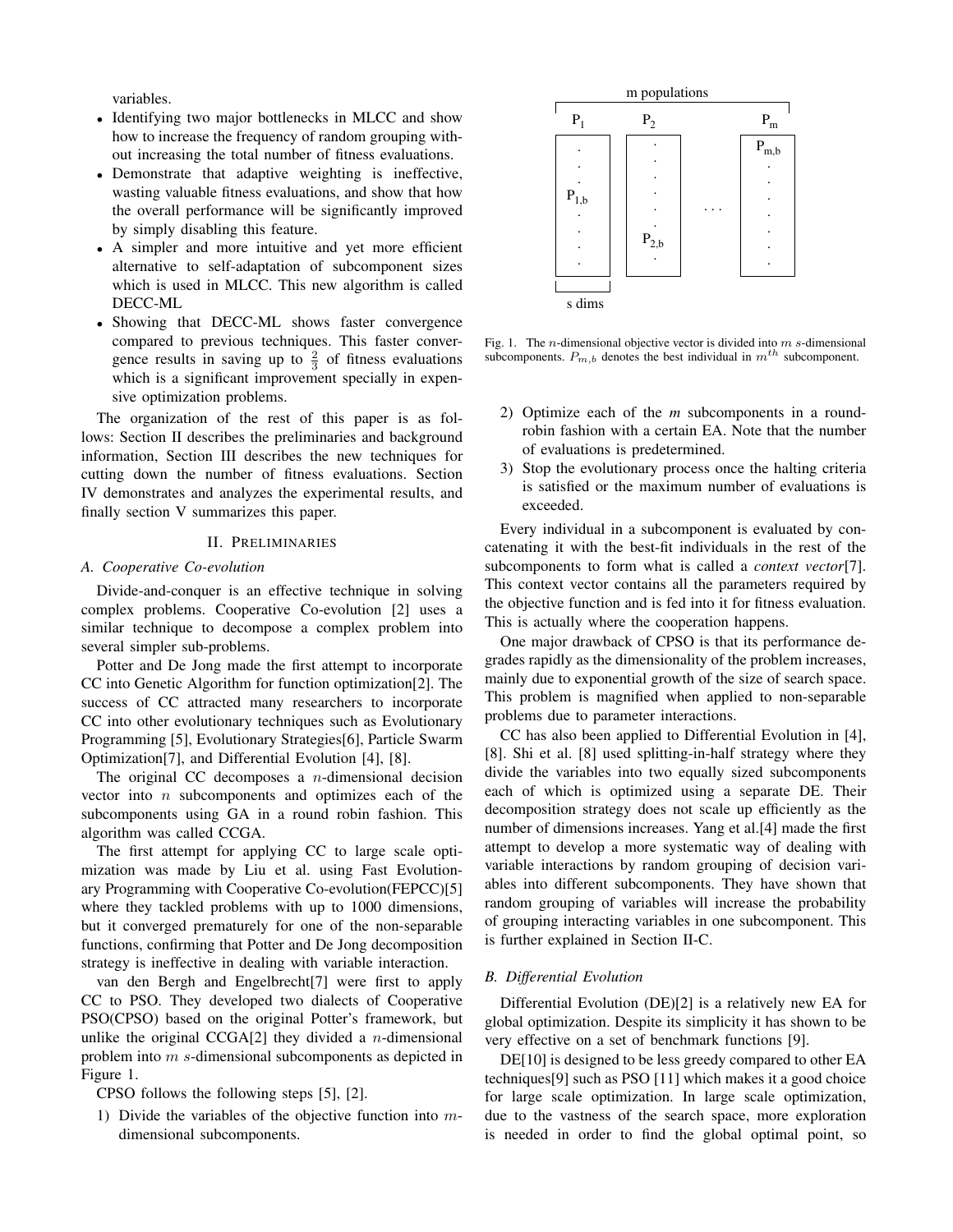variables.

- Identifying two major bottlenecks in MLCC and show how to increase the frequency of random grouping without increasing the total number of fitness evaluations.
- Demonstrate that adaptive weighting is ineffective, wasting valuable fitness evaluations, and show that how the overall performance will be significantly improved by simply disabling this feature.
- A simpler and more intuitive and yet more efficient alternative to self-adaptation of subcomponent sizes which is used in MLCC. This new algorithm is called DECC-ML
- Showing that DECC-ML shows faster convergence compared to previous techniques. This faster convergence results in saving up to $\frac{2}{3}$ of fitness evaluations which is a significant improvement specially in expensive optimization problems.

The organization of the rest of this paper is as follows: Section II describes the preliminaries and background information, Section III describes the new techniques for cutting down the number of fitness evaluations. Section IV demonstrates and analyzes the experimental results, and finally section V summarizes this paper.

## II. Preliminaries

### A. Cooperative Co-evolution

Divide-and-conquer is an effective technique in solving complex problems. Cooperative Co-evolution [2] uses a similar technique to decompose a complex problem into several simpler sub-problems.

Potter and De Jong made the first attempt to incorporate CC into Genetic Algorithm for function optimization[2]. The success of CC attracted many researchers to incorporate CC into other evolutionary techniques such as Evolutionary Programming [5], Evolutionary Strategies[6], Particle Swarm Optimization[7], and Differential Evolution [4], [8].

The original CC decomposes a $n$-dimensional decision vector into $n$ subcomponents and optimizes each of the subcomponents using GA in a round robin fashion. This algorithm was called CCGA.

The first attempt for applying CC to large scale optimization was made by Liu et al. using Fast Evolutionary Programming with Cooperative Co-evolution(FEPCC)[5] where they tackled problems with up to 1000 dimensions, but it converged prematurely for one of the non-separable functions, confirming that Potter and De Jong decomposition strategy is ineffective in dealing with variable interaction.

van den Bergh and Engelbrecht[7] were first to apply CC to PSO. They developed two dialects of Cooperative PSO(CPSO) based on the original Potter's framework, but unlike the original CCGA[2] they divided a $n$-dimensional problem into $m$ $s$-dimensional subcomponents as depicted in Figure 1.

CPSO follows the following steps [5], [2].

1) Divide the variables of the objective function into $m$-dimensional subcomponents.
2) Optimize each of the *m* subcomponents in a round-robin fashion with a certain EA. Note that the number of evaluations is predetermined.
3) Stop the evolutionary process once the halting criteria is satisfied or the maximum number of evaluations is exceeded.

Fig. 1. The $n$-dimensional objective vector is divided into $m$ $s$-dimensional subcomponents. $P_{m,b}$ denotes the best individual in $m^{th}$ subcomponent.

Every individual in a subcomponent is evaluated by concatenating it with the best-fit individuals in the rest of the subcomponents to form what is called a *context vector*[7]. This context vector contains all the parameters required by the objective function and is fed into it for fitness evaluation. This is actually where the cooperation happens.

One major drawback of CPSO is that its performance degrades rapidly as the dimensionality of the problem increases, mainly due to exponential growth of the size of search space. This problem is magnified when applied to non-separable problems due to parameter interactions.

CC has also been applied to Differential Evolution in [4], [8]. Shi et al. [8] used splitting-in-half strategy where they divide the variables into two equally sized subcomponents each of which is optimized using a separate DE. Their decomposition strategy does not scale up efficiently as the number of dimensions increases. Yang et al.[4] made the first attempt to develop a more systematic way of dealing with variable interactions by random grouping of decision variables into different subcomponents. They have shown that random grouping of variables will increase the probability of grouping interacting variables in one subcomponent. This is further explained in Section II-C.

### B. Differential Evolution

Differential Evolution (DE)[2] is a relatively new EA for global optimization. Despite its simplicity it has shown to be very effective on a set of benchmark functions [9].

DE[10] is designed to be less greedy compared to other EA techniques[9] such as PSO [11] which makes it a good choice for large scale optimization. In large scale optimization, due to the vastness of the search space, more exploration is needed in order to find the global optimal point, so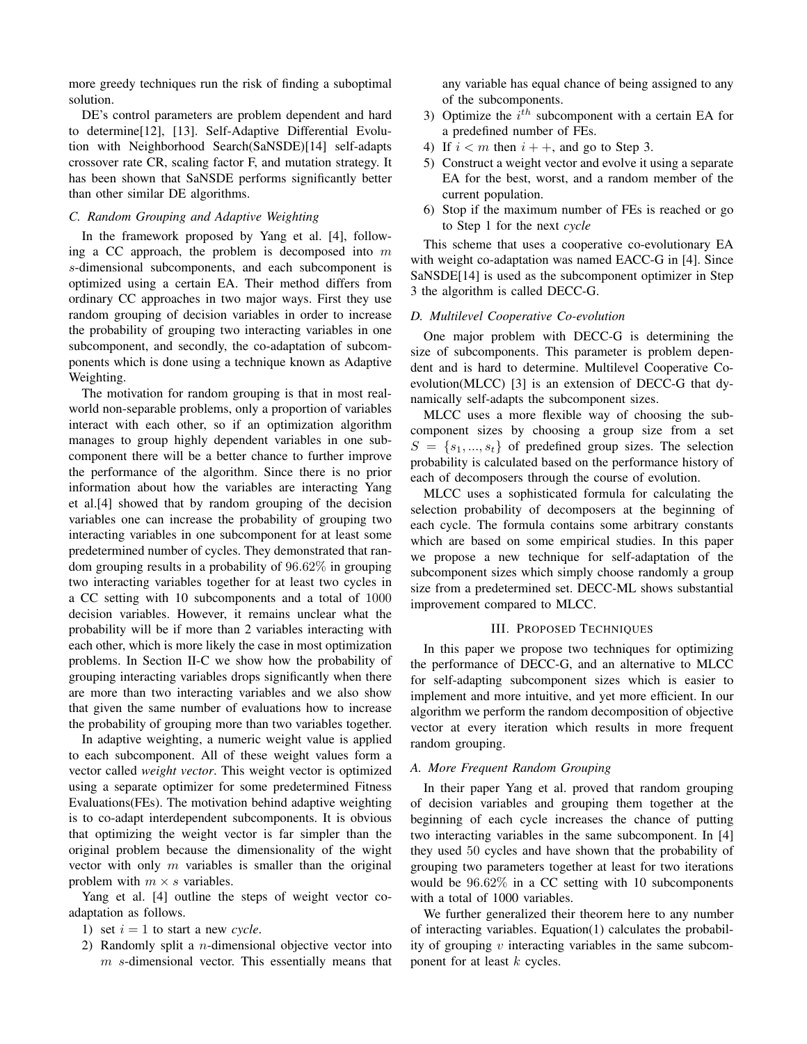more greedy techniques run the risk of finding a suboptimal solution.

DE's control parameters are problem dependent and hard to determine[12], [13]. Self-Adaptive Differential Evolution with Neighborhood Search(SaNSDE)[14] self-adapts crossover rate CR, scaling factor F, and mutation strategy. It has been shown that SaNSDE performs significantly better than other similar DE algorithms.

### C. Random Grouping and Adaptive Weighting

In the framework proposed by Yang et al. [4], following a CC approach, the problem is decomposed into $m$ $s$-dimensional subcomponents, and each subcomponent is optimized using a certain EA. Their method differs from ordinary CC approaches in two major ways. First they use random grouping of decision variables in order to increase the probability of grouping two interacting variables in one subcomponent, and secondly, the co-adaptation of subcomponents which is done using a technique known as Adaptive Weighting.

The motivation for random grouping is that in most real-world non-separable problems, only a proportion of variables interact with each other, so if an optimization algorithm manages to group highly dependent variables in one subcomponent there will be a better chance to further improve the performance of the algorithm. Since there is no prior information about how the variables are interacting Yang et al.[4] showed that by random grouping of the decision variables one can increase the probability of grouping two interacting variables in one subcomponent for at least some predetermined number of cycles. They demonstrated that random grouping results in a probability of $96.62\%$ in grouping two interacting variables together for at least two cycles in a CC setting with 10 subcomponents and a total of 1000 decision variables. However, it remains unclear what the probability will be if more than 2 variables interacting with each other, which is more likely the case in most optimization problems. In Section II-C we show how the probability of grouping interacting variables drops significantly when there are more than two interacting variables and we also show that given the same number of evaluations how to increase the probability of grouping more than two variables together.

In adaptive weighting, a numeric weight value is applied to each subcomponent. All of these weight values form a vector called *weight vector*. This weight vector is optimized using a separate optimizer for some predetermined Fitness Evaluations(FEs). The motivation behind adaptive weighting is to co-adapt interdependent subcomponents. It is obvious that optimizing the weight vector is far simpler than the original problem because the dimensionality of the wight vector with only $m$ variables is smaller than the original problem with $m \times s$ variables.

Yang et al. [4] outline the steps of weight vector co-adaptation as follows.

1) set $i = 1$ to start a new *cycle*.
2) Randomly split a $n$-dimensional objective vector into $m$ $s$-dimensional vector. This essentially means that any variable has equal chance of being assigned to any of the subcomponents.
3) Optimize the $i^{th}$ subcomponent with a certain EA for a predefined number of FEs.
4) If $i < m$ then $i++$, and go to Step 3.
5) Construct a weight vector and evolve it using a separate EA for the best, worst, and a random member of the current population.
6) Stop if the maximum number of FEs is reached or go to Step 1 for the next *cycle*

This scheme that uses a cooperative co-evolutionary EA with weight co-adaptation was named EACC-G in [4]. Since SaNSDE[14] is used as the subcomponent optimizer in Step 3 the algorithm is called DECC-G.

### D. Multilevel Cooperative Co-evolution

One major problem with DECC-G is determining the size of subcomponents. This parameter is problem dependent and is hard to determine. Multilevel Cooperative Co-evolution(MLCC) [3] is an extension of DECC-G that dynamically self-adapts the subcomponent sizes.

MLCC uses a more flexible way of choosing the subcomponent sizes by choosing a group size from a set $S = \{s_1, ..., s_t\}$ of predefined group sizes. The selection probability is calculated based on the performance history of each of decomposers through the course of evolution.

MLCC uses a sophisticated formula for calculating the selection probability of decomposers at the beginning of each cycle. The formula contains some arbitrary constants which are based on some empirical studies. In this paper we propose a new technique for self-adaptation of the subcomponent sizes which simply choose randomly a group size from a predetermined set. DECC-ML shows substantial improvement compared to MLCC.

## III. Proposed Techniques

In this paper we propose two techniques for optimizing the performance of DECC-G, and an alternative to MLCC for self-adapting subcomponent sizes which is easier to implement and more intuitive, and yet more efficient. In our algorithm we perform the random decomposition of objective vector at every iteration which results in more frequent random grouping.

### A. More Frequent Random Grouping

In their paper Yang et al. proved that random grouping of decision variables and grouping them together at the beginning of each cycle increases the chance of putting two interacting variables in the same subcomponent. In [4] they used 50 cycles and have shown that the probability of grouping two parameters together at least for two iterations would be $96.62\%$ in a CC setting with 10 subcomponents with a total of 1000 variables.

We further generalized their theorem here to any number of interacting variables. Equation(1) calculates the probability of grouping $v$ interacting variables in the same subcomponent for at least $k$ cycles.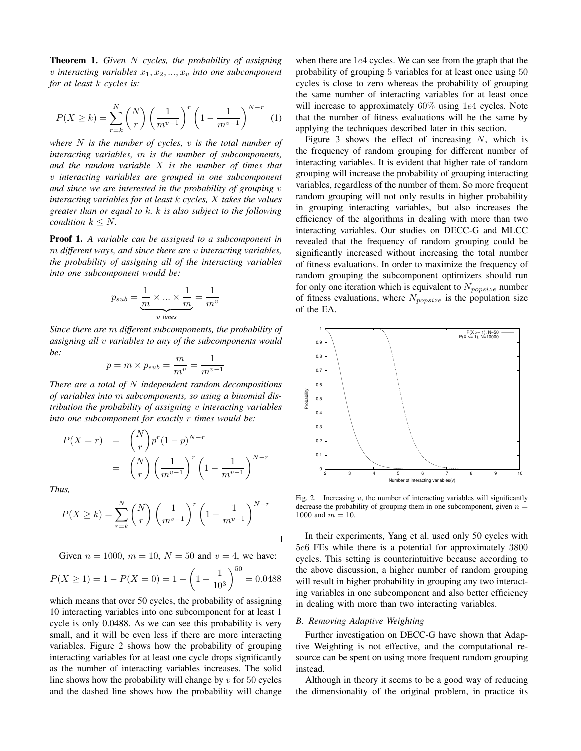**Theorem 1.** *Given $N$ cycles, the probability of assigning $v$ interacting variables $x_1, x_2, ..., x_v$ into one subcomponent for at least $k$ cycles is:*

$$P(X \geq k) = \sum_{r=k}^{N} \binom{N}{r} \left(\frac{1}{m^{v-1}}\right)^r \left(1 - \frac{1}{m^{v-1}}\right)^{N-r} \quad (1)$$

*where $N$ is the number of cycles, $v$ is the total number of interacting variables, $m$ is the number of subcomponents, and the random variable $X$ is the number of times that $v$ interacting variables are grouped in one subcomponent and since we are interested in the probability of grouping $v$ interacting variables for at least $k$ cycles, $X$ takes the values greater than or equal to $k$. $k$ is also subject to the following condition $k \leq N$.*

**Proof 1.** *A variable can be assigned to a subcomponent in $m$ different ways, and since there are $v$ interacting variables, the probability of assigning all of the interacting variables into one subcomponent would be:*

$$p_{sub} = \underbrace{\frac{1}{m} \times ... \times \frac{1}{m}}_{v \text{ times}} = \frac{1}{m^v}$$

*Since there are $m$ different subcomponents, the probability of assigning all $v$ variables to any of the subcomponents would be:*

$$p = m \times p_{sub} = \frac{m}{m^v} = \frac{1}{m^{v-1}}$$

*There are a total of $N$ independent random decompositions of variables into $m$ subcomponents, so using a binomial distribution the probability of assigning $v$ interacting variables into one subcomponent for exactly $r$ times would be:*

$$\begin{aligned} P(X = r) &= \binom{N}{r} p^r (1-p)^{N-r} \\ &= \binom{N}{r} \left(\frac{1}{m^{v-1}}\right)^r \left(1 - \frac{1}{m^{v-1}}\right)^{N-r} \end{aligned}$$

*Thus,*

$$P(X \geq k) = \sum_{r=k}^{N} \binom{N}{r} \left(\frac{1}{m^{v-1}}\right)^r \left(1 - \frac{1}{m^{v-1}}\right)^{N-r}$$

□

Given $n = 1000$, $m = 10$, $N = 50$ and $v = 4$, we have:

$$P(X \geq 1) = 1 - P(X = 0) = 1 - \left(1 - \frac{1}{10^3}\right)^{50} = 0.0488$$

which means that over 50 cycles, the probability of assigning 10 interacting variables into one subcomponent for at least 1 cycle is only 0.0488. As we can see this probability is very small, and it will be even less if there are more interacting variables. Figure 2 shows how the probability of grouping interacting variables for at least one cycle drops significantly as the number of interacting variables increases. The solid line shows how the probability will change by $v$ for 50 cycles and the dashed line shows how the probability will change when there are $1e4$ cycles. We can see from the graph that the probability of grouping 5 variables for at least once using 50 cycles is close to zero whereas the probability of grouping the same number of interacting variables for at least once will increase to approximately 60% using $1e4$ cycles. Note that the number of fitness evaluations will be the same by applying the techniques described later in this section.

Figure 3 shows the effect of increasing $N$, which is the frequency of random grouping for different number of interacting variables. It is evident that higher rate of random grouping will increase the probability of grouping interacting variables, regardless of the number of them. So more frequent random grouping will not only results in higher probability in grouping interacting variables, but also increases the efficiency of the algorithms in dealing with more than two interacting variables. Our studies on DECC-G and MLCC revealed that the frequency of random grouping could be significantly increased without increasing the total number of fitness evaluations. In order to maximize the frequency of random grouping the subcomponent optimizers should run for only one iteration which is equivalent to $N_{popsize}$ number of fitness evaluations, where $N_{popsize}$ is the population size of the EA.

Fig. 2. Increasing $v$, the number of interacting variables will significantly decrease the probability of grouping them in one subcomponent, given $n = 1000$ and $m = 10$.

In their experiments, Yang et al. used only 50 cycles with $5e6$ FEs while there is a potential for approximately 3800 cycles. This setting is counterintuitive because according to the above discussion, a higher number of random grouping will result in higher probability in grouping any two interacting variables in one subcomponent and also better efficiency in dealing with more than two interacting variables.

### B. Removing Adaptive Weighting

Further investigation on DECC-G have shown that Adaptive Weighting is not effective, and the computational resource can be spent on using more frequent random grouping instead.

Although in theory it seems to be a good way of reducing the dimensionality of the original problem, in practice its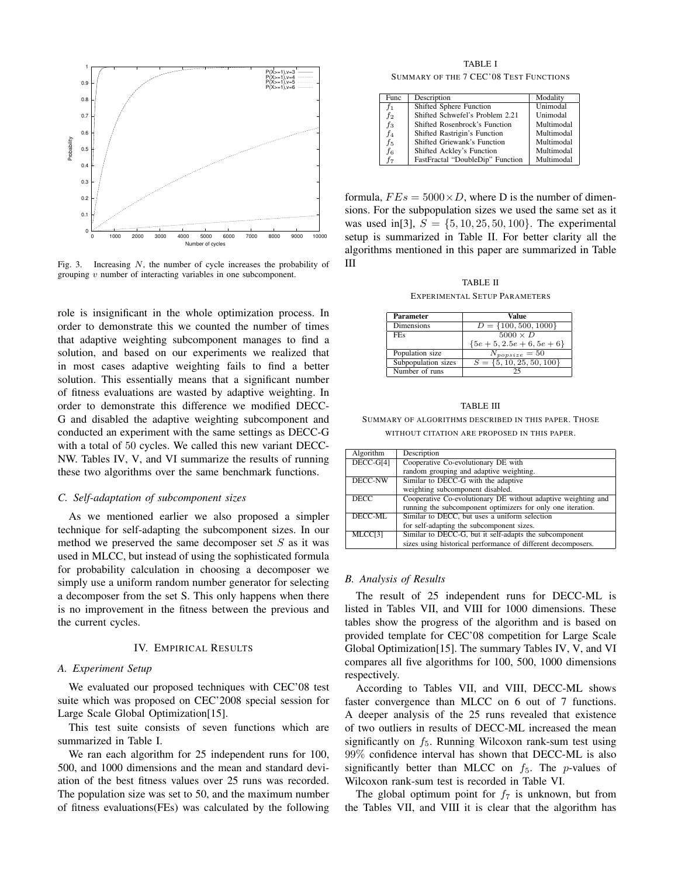Fig. 3. Increasing $N$, the number of cycle increases the probability of grouping $v$ number of interacting variables in one subcomponent.

role is insignificant in the whole optimization process. In order to demonstrate this we counted the number of times that adaptive weighting subcomponent manages to find a solution, and based on our experiments we realized that in most cases adaptive weighting fails to find a better solution. This essentially means that a significant number of fitness evaluations are wasted by adaptive weighting. In order to demonstrate this difference we modified DECC-G and disabled the adaptive weighting subcomponent and conducted an experiment with the same settings as DECC-G with a total of 50 cycles. We called this new variant DECC-NW. Tables IV, V, and VI summarize the results of running these two algorithms over the same benchmark functions.

### C. Self-adaptation of subcomponent sizes

As we mentioned earlier we also proposed a simpler technique for self-adapting the subcomponent sizes. In our method we preserved the same decomposer set $S$ as it was used in MLCC, but instead of using the sophisticated formula for probability calculation in choosing a decomposer we simply use a uniform random number generator for selecting a decomposer from the set S. This only happens when there is no improvement in the fitness between the previous and the current cycles.

## IV. Empirical Results

### A. Experiment Setup

We evaluated our proposed techniques with CEC'08 test suite which was proposed on CEC'2008 special session for Large Scale Global Optimization[15].

This test suite consists of seven functions which are summarized in Table I.

We ran each algorithm for 25 independent runs for 100, 500, and 1000 dimensions and the mean and standard deviation of the best fitness values over 25 runs was recorded. The population size was set to 50, and the maximum number of fitness evaluations(FEs) was calculated by the following formula, $FEs = 5000 \times D$, where D is the number of dimensions. For the subpopulation sizes we used the same set as it was used in[3], $S = \{5, 10, 25, 50, 100\}$. The experimental setup is summarized in Table II. For better clarity all the algorithms mentioned in this paper are summarized in Table III

TABLE I
Summary of the 7 CEC'08 Test Functions

| Func | Description | Modality |
|---|---|---|
| $f_1$ | Shifted Sphere Function | Unimodal |
| $f_2$ | Shifted Schwefel's Problem 2.21 | Unimodal |
| $f_3$ | Shifted Rosenbrock's Function | Multimodal |
| $f_4$ | Shifted Rastrigin's Function | Multimodal |
| $f_5$ | Shifted Griewank's Function | Multimodal |
| $f_6$ | Shifted Ackley's Function | Multimodal |
| $f_7$ | FastFractal "DoubleDip" Function | Multimodal |

TABLE II
Experimental Setup Parameters

| Parameter | Value |
|---|---|
| Dimensions | $D = \{100, 500, 1000\}$ |
| FEs | $5000 \times D$ <br> $\{5e+5, 2.5e+6, 5e+6\}$ |
| Population size | $N_{popsize} = 50$ |
| Subpopulation sizes | $S = \{5, 10, 25, 50, 100\}$ |
| Number of runs | 25 |

TABLE III
Summary of algorithms described in this paper. Those without citation are proposed in this paper.

| Algorithm | Description |
|---|---|
| DECC-G[4] | Cooperative Co-evolutionary DE with random grouping and adaptive weighting. |
| DECC-NW | Similar to DECC-G with the adaptive weighting subcomponent disabled. |
| DECC | Cooperative Co-evolutionary DE without adaptive weighting and running the subcomponent optimizers for only one iteration. |
| DECC-ML | Similar to DECC, but uses a uniform selection for self-adapting the subcomponent sizes. |
| MLCC[3] | Similar to DECC-G, but it self-adapts the subcomponent sizes using historical performance of different decomposers. |

### B. Analysis of Results

The result of 25 independent runs for DECC-ML is listed in Tables VII, and VIII for 1000 dimensions. These tables show the progress of the algorithm and is based on provided template for CEC'08 competition for Large Scale Global Optimization[15]. The summary Tables IV, V, and VI compares all five algorithms for 100, 500, 1000 dimensions respectively.

According to Tables VII, and VIII, DECC-ML shows faster convergence than MLCC on 6 out of 7 functions. A deeper analysis of the 25 runs revealed that existence of two outliers in results of DECC-ML increased the mean significantly on $f_5$. Running Wilcoxon rank-sum test using $99\%$ confidence interval has shown that DECC-ML is also significantly better than MLCC on $f_5$. The $p$-values of Wilcoxon rank-sum test is recorded in Table VI.

The global optimum point for $f_7$ is unknown, but from the Tables VII, and VIII it is clear that the algorithm has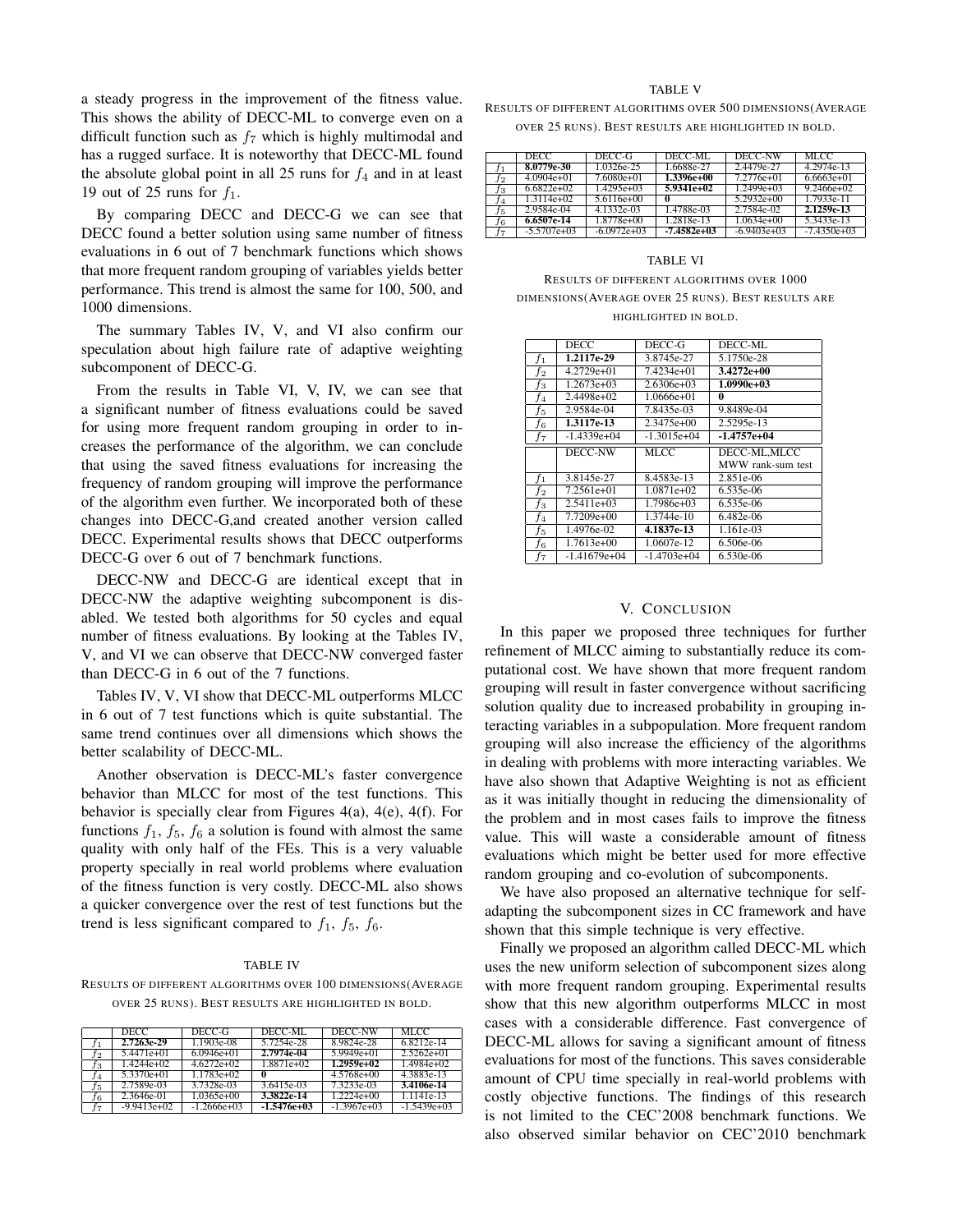a steady progress in the improvement of the fitness value. This shows the ability of DECC-ML to converge even on a difficult function such as $f_7$ which is highly multimodal and has a rugged surface. It is noteworthy that DECC-ML found the absolute global point in all 25 runs for $f_4$ and in at least 19 out of 25 runs for $f_1$.

By comparing DECC and DECC-G we can see that DECC found a better solution using same number of fitness evaluations in 6 out of 7 benchmark functions which shows that more frequent random grouping of variables yields better performance. This trend is almost the same for 100, 500, and 1000 dimensions.

The summary Tables IV, V, and VI also confirm our speculation about high failure rate of adaptive weighting subcomponent of DECC-G.

From the results in Table VI, V, IV, we can see that a significant number of fitness evaluations could be saved for using more frequent random grouping in order to increases the performance of the algorithm, we can conclude that using the saved fitness evaluations for increasing the frequency of random grouping will improve the performance of the algorithm even further. We incorporated both of these changes into DECC-G,and created another version called DECC. Experimental results shows that DECC outperforms DECC-G over 6 out of 7 benchmark functions.

DECC-NW and DECC-G are identical except that in DECC-NW the adaptive weighting subcomponent is disabled. We tested both algorithms for 50 cycles and equal number of fitness evaluations. By looking at the Tables IV, V, and VI we can observe that DECC-NW converged faster than DECC-G in 6 out of the 7 functions.

Tables IV, V, VI show that DECC-ML outperforms MLCC in 6 out of 7 test functions which is quite substantial. The same trend continues over all dimensions which shows the better scalability of DECC-ML.

Another observation is DECC-ML's faster convergence behavior than MLCC for most of the test functions. This behavior is specially clear from Figures 4(a), 4(e), 4(f). For functions $f_1$, $f_5$, $f_6$ a solution is found with almost the same quality with only half of the FEs. This is a very valuable property specially in real world problems where evaluation of the fitness function is very costly. DECC-ML also shows a quicker convergence over the rest of test functions but the trend is less significant compared to $f_1$, $f_5$, $f_6$.

TABLE IV
RESULTS OF DIFFERENT ALGORITHMS OVER 100 DIMENSIONS(AVERAGE OVER 25 RUNS). BEST RESULTS ARE HIGHLIGHTED IN BOLD.

| | DECC | DECC-G | DECC-ML | DECC-NW | MLCC |
|---|---|---|---|---|---|
| $f_1$ | **2.7263e-29** | 1.1903e-08 | 5.7254e-28 | 8.9824e-28 | 6.8212e-14 |
| $f_2$ | 5.4471e+01 | 6.0946e+01 | **2.7974e-04** | 5.9949e+01 | 2.5262e+01 |
| $f_3$ | 1.4244e+02 | 4.6272e+02 | 1.8871e+02 | **1.2959e+02** | 1.4984e+02 |
| $f_4$ | 5.3370e+01 | 1.1783e+02 | **0** | 4.5768e+00 | 4.3883e-13 |
| $f_5$ | 2.7589e-03 | 3.7328e-03 | 3.6415e-03 | 7.3233e-03 | **3.4106e-14** |
| $f_6$ | 2.3646e-01 | 1.0365e+00 | **3.3822e-14** | 1.2224e+00 | 1.1141e-13 |
| $f_7$ | -9.9413e+02 | -1.2666e+03 | **-1.5476e+03** | -1.3967e+03 | -1.5439e+03 |

TABLE V
RESULTS OF DIFFERENT ALGORITHMS OVER 500 DIMENSIONS(AVERAGE OVER 25 RUNS). BEST RESULTS ARE HIGHLIGHTED IN BOLD.

| | DECC | DECC-G | DECC-ML | DECC-NW | MLCC |
|---|---|---|---|---|---|
| $f_1$ | **8.0779e-30** | 1.0326e-25 | 1.6688e-27 | 2.4479e-27 | 4.2974e-13 |
| $f_2$ | 4.0904e+01 | 7.6080e+01 | **1.3396e+00** | 7.2776e+01 | 6.6663e+01 |
| $f_3$ | 6.6822e+02 | 1.4295e+03 | **5.9341e+02** | 1.2499e+03 | 9.2466e+02 |
| $f_4$ | 1.3114e+02 | 5.6116e+00 | **0** | 5.2932e+00 | 1.7933e-11 |
| $f_5$ | 2.9584e-04 | 4.1332e-03 | 1.4788e-03 | 2.7584e-02 | **2.1259e-13** |
| $f_6$ | **6.6507e-14** | 1.8778e+00 | 1.2818e-13 | 1.0634e+00 | 5.3433e-13 |
| $f_7$ | -5.5707e+03 | -6.0972e+03 | **-7.4582e+03** | -6.9403e+03 | -7.4350e+03 |

TABLE VI
RESULTS OF DIFFERENT ALGORITHMS OVER 1000 DIMENSIONS(AVERAGE OVER 25 RUNS). BEST RESULTS ARE HIGHLIGHTED IN BOLD.

| | DECC | DECC-G | DECC-ML |
|---|---|---|---|
| $f_1$ | **1.2117e-29** | 3.8745e-27 | 5.1750e-28 |
| $f_2$ | 4.2729e+01 | 7.4234e+01 | **3.4272e+00** |
| $f_3$ | 1.2673e+03 | 2.6306e+03 | **1.0990e+03** |
| $f_4$ | 2.4498e+02 | 1.0666e+01 | **0** |
| $f_5$ | 2.9584e-04 | 7.8435e-03 | 9.8489e-04 |
| $f_6$ | **1.3117e-13** | 2.3475e+00 | 2.5295e-13 |
| $f_7$ | -1.4339e+04 | -1.3015e+04 | **-1.4757e+04** |
| | DECC-NW | MLCC | DECC-ML,MLCC MWW rank-sum test |
| $f_1$ | 3.8145e-27 | 8.4583e-13 | 2.851e-06 |
| $f_2$ | 7.2561e+01 | 1.0871e+02 | 6.535e-06 |
| $f_3$ | 2.5411e+03 | 1.7986e+03 | 6.535e-06 |
| $f_4$ | 7.7209e+00 | 1.3744e-10 | 6.482e-06 |
| $f_5$ | 1.4976e-02 | **4.1837e-13** | 1.161e-03 |
| $f_6$ | 1.7613e+00 | 1.0607e-12 | 6.506e-06 |
| $f_7$ | -1.41679e+04 | -1.4703e+04 | 6.530e-06 |

## V. CONCLUSION

In this paper we proposed three techniques for further refinement of MLCC aiming to substantially reduce its computational cost. We have shown that more frequent random grouping will result in faster convergence without sacrificing solution quality due to increased probability in grouping interacting variables in a subpopulation. More frequent random grouping will also increase the efficiency of the algorithms in dealing with problems with more interacting variables. We have also shown that Adaptive Weighting is not as efficient as it was initially thought in reducing the dimensionality of the problem and in most cases fails to improve the fitness value. This will waste a considerable amount of fitness evaluations which might be better used for more effective random grouping and co-evolution of subcomponents.

We have also proposed an alternative technique for self-adapting the subcomponent sizes in CC framework and have shown that this simple technique is very effective.

Finally we proposed an algorithm called DECC-ML which uses the new uniform selection of subcomponent sizes along with more frequent random grouping. Experimental results show that this new algorithm outperforms MLCC in most cases with a considerable difference. Fast convergence of DECC-ML allows for saving a significant amount of fitness evaluations for most of the functions. This saves considerable amount of CPU time specially in real-world problems with costly objective functions. The findings of this research is not limited to the CEC'2008 benchmark functions. We also observed similar behavior on CEC'2010 benchmark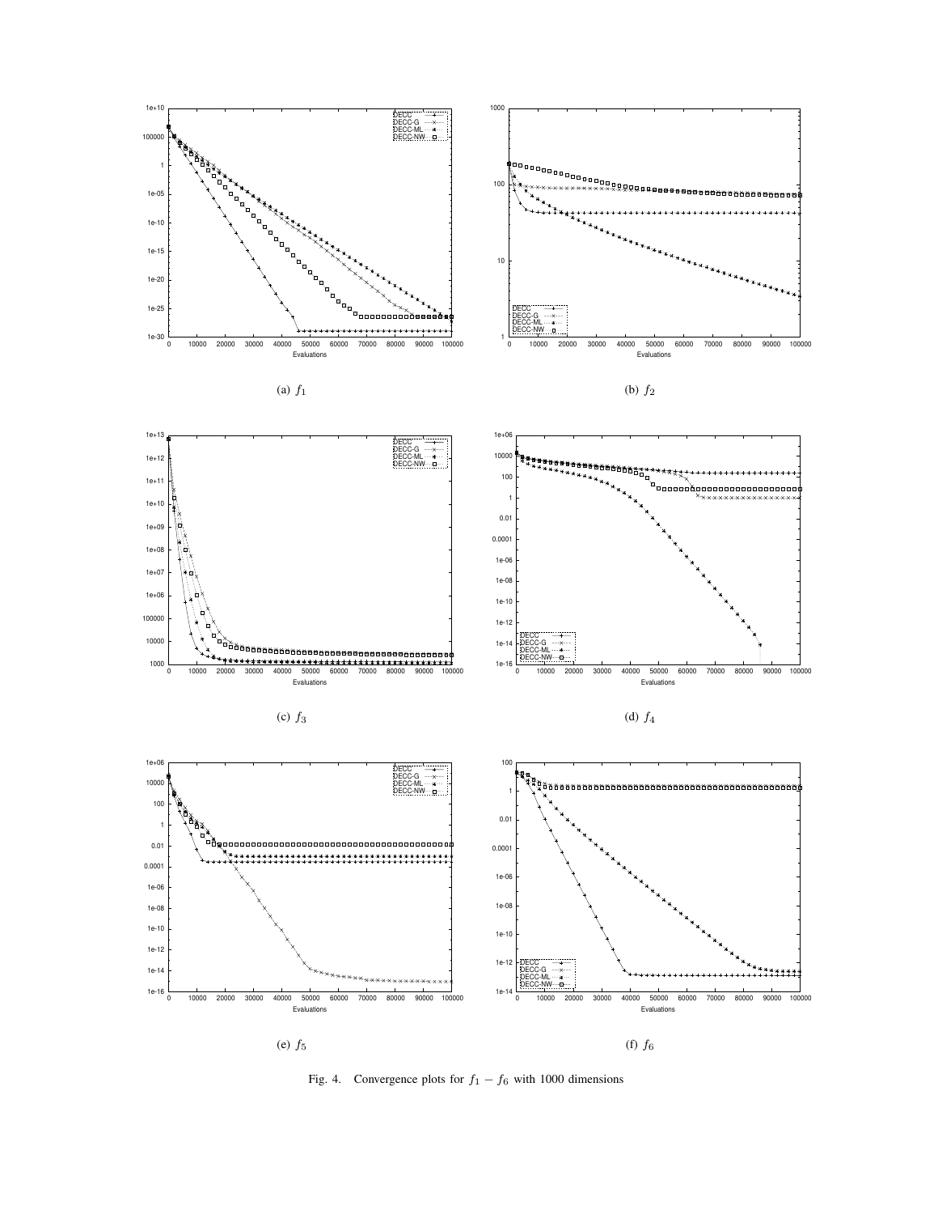(a) $f_1$

(b) $f_2$

(c) $f_3$

(d) $f_4$

(e) $f_5$

(f) $f_6$

Fig. 4. Convergence plots for $f_1 - f_6$ with 1000 dimensions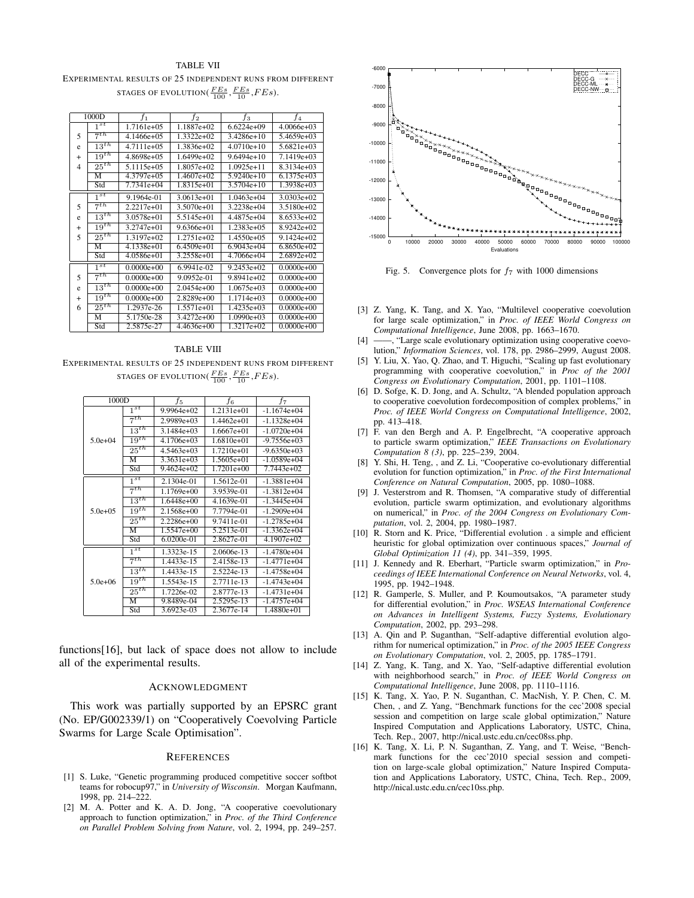TABLE VII

EXPERIMENTAL RESULTS OF 25 INDEPENDENT RUNS FROM DIFFERENT STAGES OF EVOLUTION( $\frac{FEs}{100}$ , $\frac{FEs}{10}$ , $FEs$ ).

| 1000D | | $f_1$ | $f_2$ | $f_3$ | $f_4$ |
|---|---|---|---|---|---|
| 5e+4 | $1^{st}$ | 1.7161e+05 | 1.1887e+02 | 6.6224e+09 | 4.0066e+03 |
| | $7^{th}$ | 4.1466e+05 | 1.3322e+02 | 3.4286e+10 | 5.4659e+03 |
| | $13^{th}$ | 4.7111e+05 | 1.3836e+02 | 4.0710e+10 | 5.6821e+03 |
| | $19^{th}$ | 4.8698e+05 | 1.6499e+02 | 9.6494e+10 | 7.1419e+03 |
| | $25^{th}$ | 5.1115e+05 | 1.8057e+02 | 1.0925e+11 | 8.3134e+03 |
| | M | 4.3797e+05 | 1.4607e+02 | 5.9240e+10 | 6.1375e+03 |
| | Std | 7.7341e+04 | 1.8315e+01 | 3.5704e+10 | 1.3938e+03 |
| 5e+5 | $1^{st}$ | 9.1964e-01 | 3.0613e+01 | 1.0463e+04 | 3.0303e+02 |
| | $7^{th}$ | 2.2217e+01 | 3.5070e+01 | 3.2238e+04 | 3.5180e+02 |
| | $13^{th}$ | 3.0578e+01 | 5.5145e+01 | 4.4875e+04 | 8.6533e+02 |
| | $19^{th}$ | 3.2747e+01 | 9.6366e+01 | 1.2383e+05 | 8.9242e+02 |
| | $25^{th}$ | 1.3197e+02 | 1.2751e+02 | 1.4550e+05 | 9.1424e+02 |
| | M | 4.1338e+01 | 6.4509e+01 | 6.9043e+04 | 6.8650e+02 |
| | Std | 4.0586e+01 | 3.2558e+01 | 4.7066e+04 | 2.6892e+02 |
| 5e+6 | $1^{st}$ | 0.0000e+00 | 6.9941e-02 | 9.2453e+02 | 0.0000e+00 |
| | $7^{th}$ | 0.0000e+00 | 9.0952e-01 | 9.8841e+02 | 0.0000e+00 |
| | $13^{th}$ | 0.0000e+00 | 2.0454e+00 | 1.0675e+03 | 0.0000e+00 |
| | $19^{th}$ | 0.0000e+00 | 2.8289e+00 | 1.1714e+03 | 0.0000e+00 |
| | $25^{th}$ | 1.2937e-26 | 1.5571e+01 | 1.4235e+03 | 0.0000e+00 |
| | M | 5.1750e-28 | 3.4272e+00 | 1.0990e+03 | 0.0000e+00 |
| | Std | 2.5875e-27 | 4.4636e+00 | 1.3217e+02 | 0.0000e+00 |

TABLE VIII

EXPERIMENTAL RESULTS OF 25 INDEPENDENT RUNS FROM DIFFERENT STAGES OF EVOLUTION( $\frac{FEs}{100}$ , $\frac{FEs}{10}$ , $FEs$ ).

| 1000D | | $f_5$ | $f_6$ | $f_7$ |
|---|---|---|---|---|
| 5.0e+04 | $1^{st}$ | 9.9964e+02 | 1.2131e+01 | -1.1674e+04 |
| | $7^{th}$ | 2.9989e+03 | 1.4462e+01 | -1.1328e+04 |
| | $13^{th}$ | 3.1484e+03 | 1.6667e+01 | -1.0720e+04 |
| | $19^{th}$ | 4.1706e+03 | 1.6810e+01 | -9.7556e+03 |
| | $25^{th}$ | 4.5463e+03 | 1.7210e+01 | -9.6350e+03 |
| | M | 3.3631e+03 | 1.5605e+01 | -1.0589e+04 |
| | Std | 9.4624e+02 | 1.7201e+00 | 7.7443e+02 |
| 5.0e+05 | $1^{st}$ | 2.1304e-01 | 1.5612e-01 | -1.3881e+04 |
| | $7^{th}$ | 1.1769e+00 | 3.9539e-01 | -1.3812e+04 |
| | $13^{th}$ | 1.6448e+00 | 4.1639e-01 | -1.3445e+04 |
| | $19^{th}$ | 2.1568e+00 | 7.7794e-01 | -1.2909e+04 |
| | $25^{th}$ | 2.2286e+00 | 9.7411e-01 | -1.2785e+04 |
| | M | 1.5547e+00 | 5.2513e-01 | -1.3362e+04 |
| | Std | 6.0200e-01 | 2.8627e-01 | 4.1907e+02 |
| 5.0e+06 | $1^{st}$ | 1.3323e-15 | 2.0606e-13 | -1.4780e+04 |
| | $7^{th}$ | 1.4433e-15 | 2.4158e-13 | -1.4771e+04 |
| | $13^{th}$ | 1.4433e-15 | 2.5224e-13 | -1.4758e+04 |
| | $19^{th}$ | 1.5543e-15 | 2.7711e-13 | -1.4743e+04 |
| | $25^{th}$ | 1.7226e-02 | 2.8777e-13 | -1.4731e+04 |
| | M | 9.8489e-04 | 2.5295e-13 | -1.4757e+04 |
| | Std | 3.6923e-03 | 2.3677e-14 | 1.4880e+01 |

functions[16], but lack of space does not allow to include all of the experimental results.

## ACKNOWLEDGMENT

This work was partially supported by an EPSRC grant (No. EP/G002339/1) on "Cooperatively Coevolving Particle Swarms for Large Scale Optimisation".

DECC
DECC-G
DECC-ML
DECC-NW
-6000
-7000
-8000
-9000
-10000
-11000
-12000
-13000
-14000
-15000
0 10000 20000 30000 40000 50000 60000 70000 80000 90000 100000
Evaluations

Fig. 5. Convergence plots for $f_7$ with 1000 dimensions

## REFERENCES

[1] S. Luke, "Genetic programming produced competitive soccer softbot teams for robocup97," in *University of Wisconsin*. Morgan Kaufmann, 1998, pp. 214–222.

[2] M. A. Potter and K. A. D. Jong, "A cooperative coevolutionary approach to function optimization," in *Proc. of the Third Conference on Parallel Problem Solving from Nature*, vol. 2, 1994, pp. 249–257.

[3] Z. Yang, K. Tang, and X. Yao, "Multilevel cooperative coevolution for large scale optimization," in *Proc. of IEEE World Congress on Computational Intelligence*, June 2008, pp. 1663–1670.

[4] ——, "Large scale evolutionary optimization using cooperative coevolution," *Information Sciences*, vol. 178, pp. 2986–2999, August 2008.

[5] Y. Liu, X. Yao, Q. Zhao, and T. Higuchi, "Scaling up fast evolutionary programming with cooperative coevolution," in *Proc of the 2001 Congress on Evolutionary Computation*, 2001, pp. 1101–1108.

[6] D. Sofge, K. D. Jong, and A. Schultz, "A blended population approach to cooperative coevolution fordecomposition of complex problems," in *Proc. of IEEE World Congress on Computational Intelligence*, 2002, pp. 413–418.

[7] F. van den Bergh and A. P. Engelbrecht, "A cooperative approach to particle swarm optimization," *IEEE Transactions on Evolutionary Computation 8 (3)*, pp. 225–239, 2004.

[8] Y. Shi, H. Teng, , and Z. Li, "Cooperative co-evolutionary differential evolution for function optimization," in *Proc. of the First International Conference on Natural Computation*, 2005, pp. 1080–1088.

[9] J. Vesterstrom and R. Thomsen, "A comparative study of differential evolution, particle swarm optimization, and evolutionary algorithms on numerical," in *Proc. of the 2004 Congress on Evolutionary Computation*, vol. 2, 2004, pp. 1980–1987.

[10] R. Storn and K. Price, "Differential evolution . a simple and efficient heuristic for global optimization over continuous spaces," *Journal of Global Optimization 11 (4)*, pp. 341–359, 1995.

[11] J. Kennedy and R. Eberhart, "Particle swarm optimization," in *Proceedings of IEEE International Conference on Neural Networks*, vol. 4, 1995, pp. 1942–1948.

[12] R. Gamperle, S. Muller, and P. Koumoutsakos, "A parameter study for differential evolution," in *Proc. WSEAS International Conference on Advances in Intelligent Systems, Fuzzy Systems, Evolutionary Computation*, 2002, pp. 293–298.

[13] A. Qin and P. Suganthan, "Self-adaptive differential evolution algorithm for numerical optimization," in *Proc. of the 2005 IEEE Congress on Evolutionary Computation*, vol. 2, 2005, pp. 1785–1791.

[14] Z. Yang, K. Tang, and X. Yao, "Self-adaptive differential evolution with neighborhood search," in *Proc. of IEEE World Congress on Computational Intelligence*, June 2008, pp. 1110–1116.

[15] K. Tang, X. Yao, P. N. Suganthan, C. MacNish, Y. P. Chen, C. M. Chen, , and Z. Yang, "Benchmark functions for the cec'2008 special session and competition on large scale global optimization," Nature Inspired Computation and Applications Laboratory, USTC, China, Tech. Rep., 2007, http://nical.ustc.edu.cn/cec08ss.php.

[16] K. Tang, X. Li, P. N. Suganthan, Z. Yang, and T. Weise, "Benchmark functions for the cec'2010 special session and competition on large-scale global optimization," Nature Inspired Computation and Applications Laboratory, USTC, China, Tech. Rep., 2009, http://nical.ustc.edu.cn/cec10ss.php.